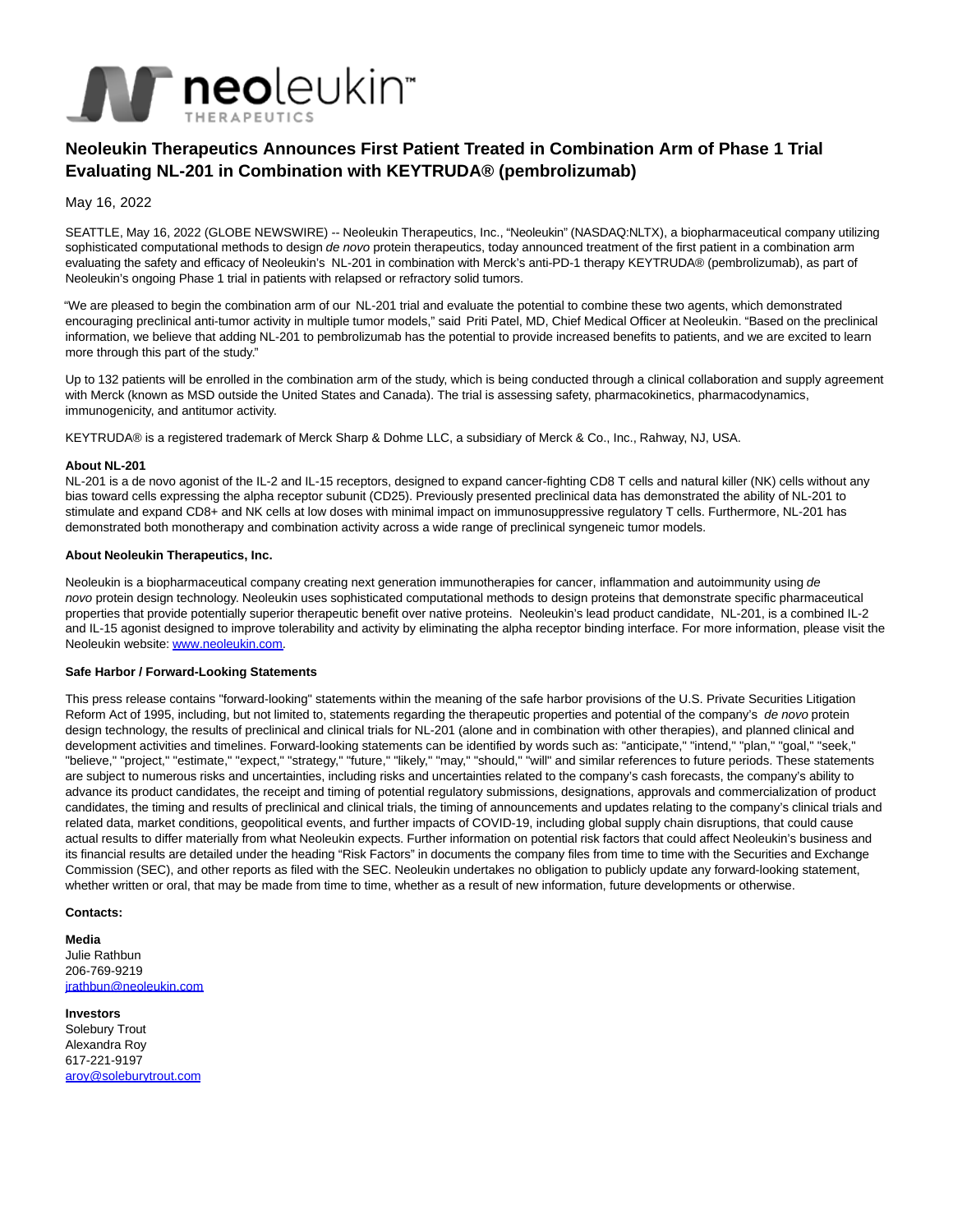# Neoleukin Therapeutics Announces First Patient Treated in Combination Arm of Phase 1 Trial Evaluating NL-201 in Combination with KEYTRUDA® (pembrolizumab)

May 16, 2022

SEATTLE, May 16, 2022 (GLOBE NEWSWIRE) -- Neoleukin Therapeutics, Inc., "Neoleukin" (NASDAQ:NLTX), a biopharmaceutical company utilizing sophisticated computational methods to design *de novo* protein therapeutics, today announced treatment of the first patient in a combination arm evaluating the safety and efficacy of Neoleukin's NL-201 in combination with Merck's anti-PD-1 therapy KEYTRUDA® (pembrolizumab), as part of Neoleukin's ongoing Phase 1 trial in patients with relapsed or refractory solid tumors.

"We are pleased to begin the combination arm of our NL-201 trial and evaluate the potential to combine these two agents, which demonstrated encouraging preclinical anti-tumor activity in multiple tumor models," said Priti Patel, MD, Chief Medical Officer at Neoleukin. "Based on the preclinical information, we believe that adding NL-201 to pembrolizumab has the potential to provide increased benefits to patients, and we are excited to learn more through this part of the study."

Up to 132 patients will be enrolled in the combination arm of the study, which is being conducted through a clinical collaboration and supply agreement with Merck (known as MSD outside the United States and Canada). The trial is assessing safety, pharmacokinetics, pharmacodynamics, immunogenicity, and antitumor activity.

KEYTRUDA® is a registered trademark of Merck Sharp & Dohme LLC, a subsidiary of Merck & Co., Inc., Rahway, NJ, USA.

**About NL-201**

NL-201 is a de novo agonist of the IL-2 and IL-15 receptors, designed to expand cancer-fighting CD8 T cells and natural killer (NK) cells without any bias toward cells expressing the alpha receptor subunit (CD25). Previously presented preclinical data has demonstrated the ability of NL-201 to stimulate and expand CD8+ and NK cells at low doses with minimal impact on immunosuppressive regulatory T cells. Furthermore, NL-201 has demonstrated both monotherapy and combination activity across a wide range of preclinical syngeneic tumor models.

**About Neoleukin Therapeutics, Inc.**

Neoleukin is a biopharmaceutical company creating next generation immunotherapies for cancer, inflammation and autoimmunity using *de novo* protein design technology. Neoleukin uses sophisticated computational methods to design proteins that demonstrate specific pharmaceutical properties that provide potentially superior therapeutic benefit over native proteins. Neoleukin's lead product candidate, NL-201, is a combined IL-2 and IL-15 agonist designed to improve tolerability and activity by eliminating the alpha receptor binding interface. For more information, please visit the Neoleukin website: [www.neoleukin.com](www.neoleukin.com).

**Safe Harbor / Forward-Looking Statements**

This press release contains "forward-looking" statements within the meaning of the safe harbor provisions of the U.S. Private Securities Litigation Reform Act of 1995, including, but not limited to, statements regarding the therapeutic properties and potential of the company's *de novo* protein design technology, the results of preclinical and clinical trials for NL-201 (alone and in combination with other therapies), and planned clinical and development activities and timelines. Forward-looking statements can be identified by words such as: "anticipate," "intend," "plan," "goal," "seek," "believe," "project," "estimate," "expect," "strategy," "future," "likely," "may," "should," "will" and similar references to future periods. These statements are subject to numerous risks and uncertainties, including risks and uncertainties related to the company's cash forecasts, the company's ability to advance its product candidates, the receipt and timing of potential regulatory submissions, designations, approvals and commercialization of product candidates, the timing and results of preclinical and clinical trials, the timing of announcements and updates relating to the company's clinical trials and related data, market conditions, geopolitical events, and further impacts of COVID-19, including global supply chain disruptions, that could cause actual results to differ materially from what Neoleukin expects. Further information on potential risk factors that could affect Neoleukin's business and its financial results are detailed under the heading "Risk Factors" in documents the company files from time to time with the Securities and Exchange Commission (SEC), and other reports as filed with the SEC. Neoleukin undertakes no obligation to publicly update any forward-looking statement, whether written or oral, that may be made from time to time, whether as a result of new information, future developments or otherwise.

**Contacts:**

**Media**
Julie Rathbun
206-769-9219
[jrathbun@neoleukin.com](mailto:jrathbun@neoleukin.com)

**Investors**
Solebury Trout
Alexandra Roy
617-221-9197
[aroy@soleburytrout.com](mailto:aroy@soleburytrout.com)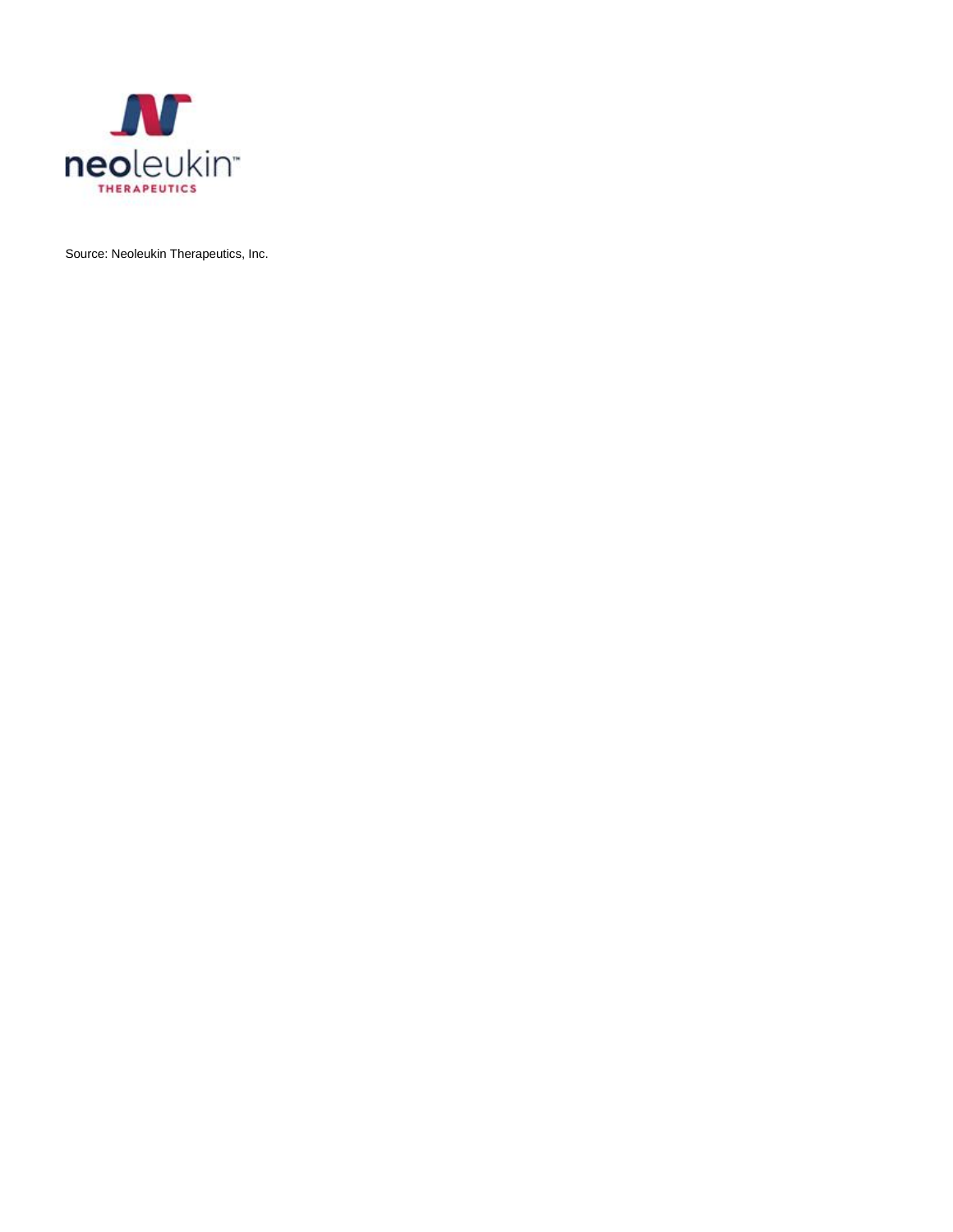Source: Neoleukin Therapeutics, Inc.